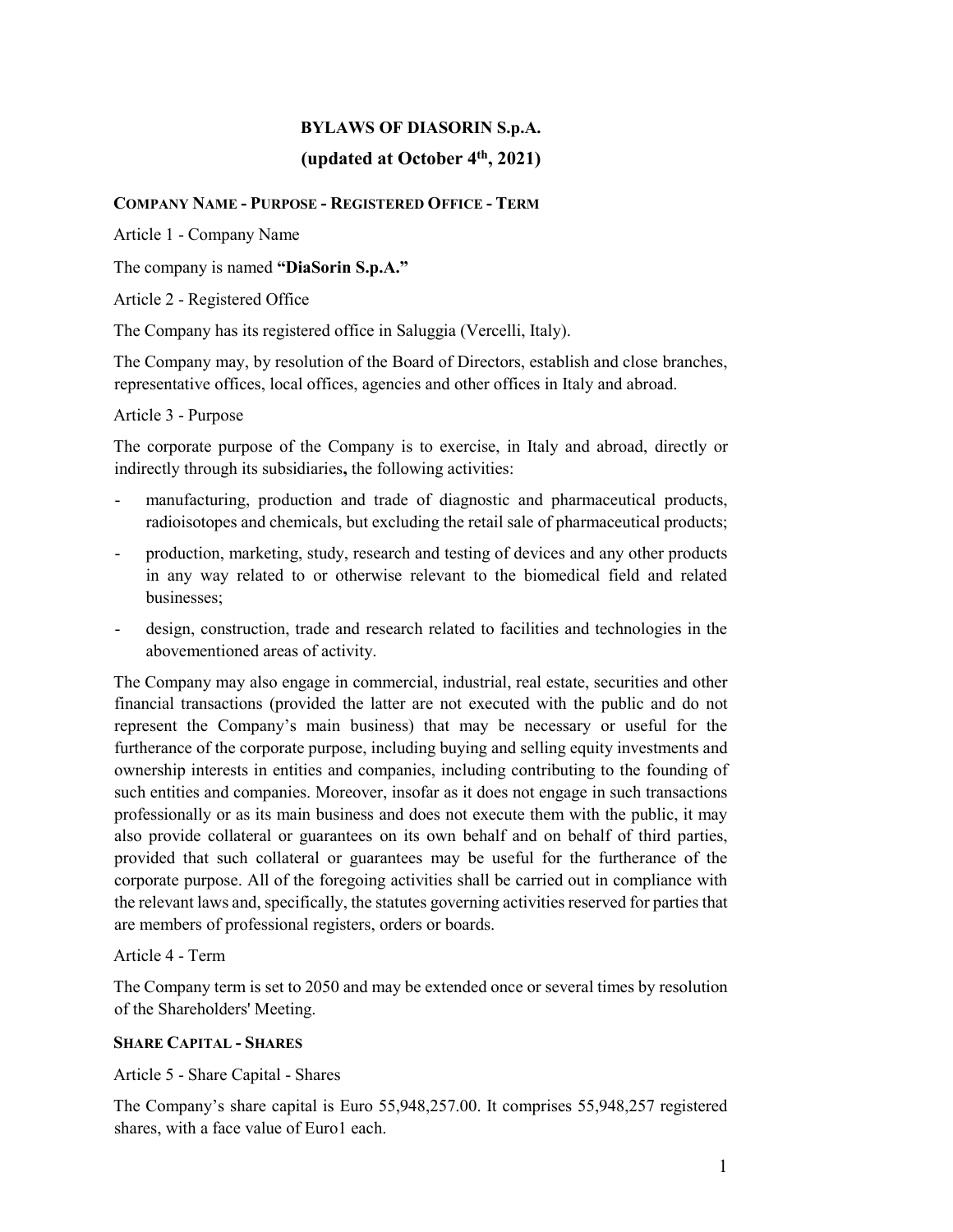# BYLAWS OF DIASORIN S.p.A.

## (updated at October 4th, 2021)

### COMPANY NAME - PURPOSE - REGISTERED OFFICE - TERM

Article 1 - Company Name

The company is named **"DiaSorin S.p.A."**

Article 2 - Registered Office

The Company has its registered office in Saluggia (Vercelli, Italy).

The Company may, by resolution of the Board of Directors, establish and close branches, representative offices, local offices, agencies and other offices in Italy and abroad.

Article 3 - Purpose

The corporate purpose of the Company is to exercise, in Italy and abroad, directly or indirectly through its subsidiaries**,** the following activities:

- manufacturing, production and trade of diagnostic and pharmaceutical products, radioisotopes and chemicals, but excluding the retail sale of pharmaceutical products;
- production, marketing, study, research and testing of devices and any other products in any way related to or otherwise relevant to the biomedical field and related businesses;
- design, construction, trade and research related to facilities and technologies in the abovementioned areas of activity.

The Company may also engage in commercial, industrial, real estate, securities and other financial transactions (provided the latter are not executed with the public and do not represent the Company's main business) that may be necessary or useful for the furtherance of the corporate purpose, including buying and selling equity investments and ownership interests in entities and companies, including contributing to the founding of such entities and companies. Moreover, insofar as it does not engage in such transactions professionally or as its main business and does not execute them with the public, it may also provide collateral or guarantees on its own behalf and on behalf of third parties, provided that such collateral or guarantees may be useful for the furtherance of the corporate purpose. All of the foregoing activities shall be carried out in compliance with the relevant laws and, specifically, the statutes governing activities reserved for parties that are members of professional registers, orders or boards.

Article 4 - Term

The Company term is set to 2050 and may be extended once or several times by resolution of the Shareholders' Meeting.

### SHARE CAPITAL - SHARES

Article 5 - Share Capital - Shares

The Company's share capital is Euro 55,948,257.00. It comprises 55,948,257 registered shares, with a face value of Euro1 each.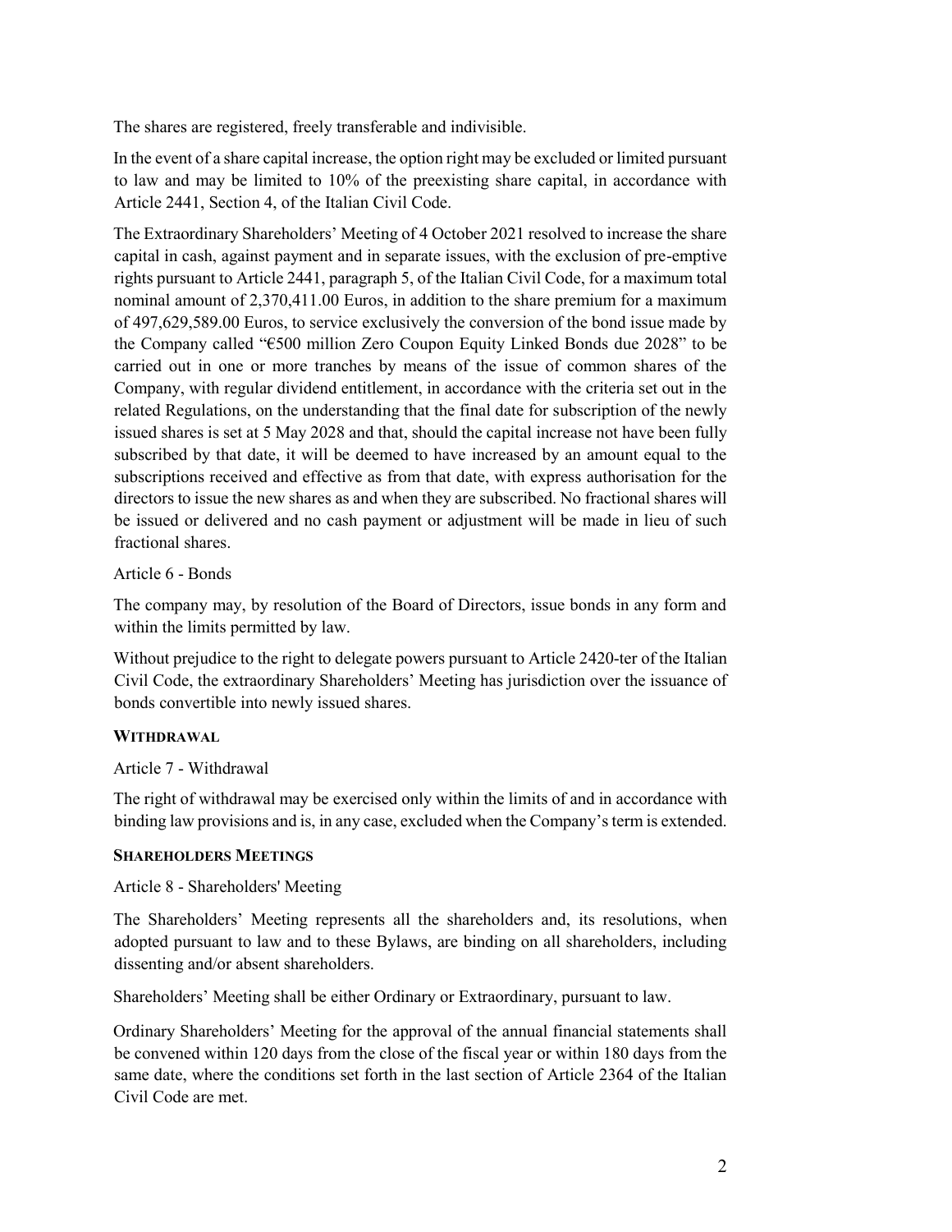The shares are registered, freely transferable and indivisible.

In the event of a share capital increase, the option right may be excluded or limited pursuant to law and may be limited to 10% of the preexisting share capital, in accordance with Article 2441, Section 4, of the Italian Civil Code.

The Extraordinary Shareholders' Meeting of 4 October 2021 resolved to increase the share capital in cash, against payment and in separate issues, with the exclusion of pre-emptive rights pursuant to Article 2441, paragraph 5, of the Italian Civil Code, for a maximum total nominal amount of 2,370,411.00 Euros, in addition to the share premium for a maximum of 497,629,589.00 Euros, to service exclusively the conversion of the bond issue made by the Company called "€500 million Zero Coupon Equity Linked Bonds due 2028" to be carried out in one or more tranches by means of the issue of common shares of the Company, with regular dividend entitlement, in accordance with the criteria set out in the related Regulations, on the understanding that the final date for subscription of the newly issued shares is set at 5 May 2028 and that, should the capital increase not have been fully subscribed by that date, it will be deemed to have increased by an amount equal to the subscriptions received and effective as from that date, with express authorisation for the directors to issue the new shares as and when they are subscribed. No fractional shares will be issued or delivered and no cash payment or adjustment will be made in lieu of such fractional shares.

Article 6 - Bonds

The company may, by resolution of the Board of Directors, issue bonds in any form and within the limits permitted by law.

Without prejudice to the right to delegate powers pursuant to Article 2420-ter of the Italian Civil Code, the extraordinary Shareholders' Meeting has jurisdiction over the issuance of bonds convertible into newly issued shares.

## **WITHDRAWAL**

Article 7 - Withdrawal

The right of withdrawal may be exercised only within the limits of and in accordance with binding law provisions and is, in any case, excluded when the Company's term is extended.

## **SHAREHOLDERS MEETINGS**

Article 8 - Shareholders' Meeting

The Shareholders' Meeting represents all the shareholders and, its resolutions, when adopted pursuant to law and to these Bylaws, are binding on all shareholders, including dissenting and/or absent shareholders.

Shareholders' Meeting shall be either Ordinary or Extraordinary, pursuant to law.

Ordinary Shareholders' Meeting for the approval of the annual financial statements shall be convened within 120 days from the close of the fiscal year or within 180 days from the same date, where the conditions set forth in the last section of Article 2364 of the Italian Civil Code are met.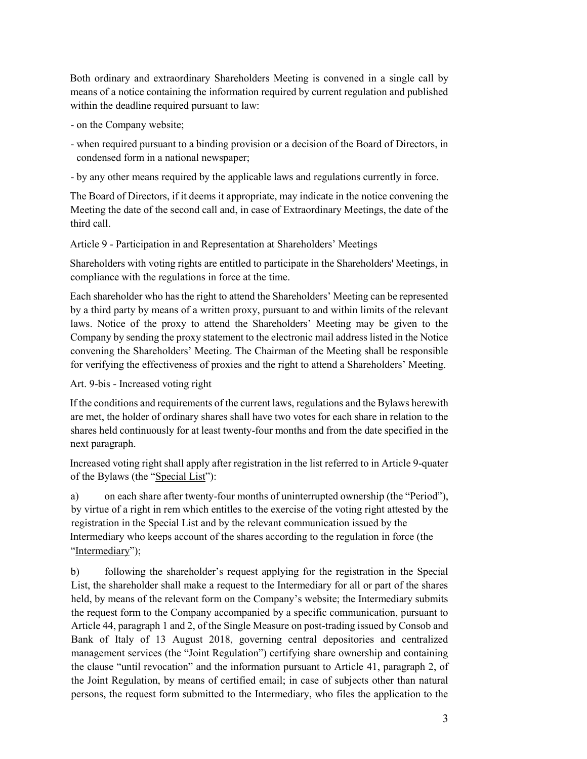Both ordinary and extraordinary Shareholders Meeting is convened in a single call by means of a notice containing the information required by current regulation and published within the deadline required pursuant to law:

- on the Company website;
- when required pursuant to a binding provision or a decision of the Board of Directors, in condensed form in a national newspaper;
- by any other means required by the applicable laws and regulations currently in force.

The Board of Directors, if it deems it appropriate, may indicate in the notice convening the Meeting the date of the second call and, in case of Extraordinary Meetings, the date of the third call.

## Article 9 - Participation in and Representation at Shareholders' Meetings

Shareholders with voting rights are entitled to participate in the Shareholders' Meetings, in compliance with the regulations in force at the time.

Each shareholder who has the right to attend the Shareholders' Meeting can be represented by a third party by means of a written proxy, pursuant to and within limits of the relevant laws. Notice of the proxy to attend the Shareholders' Meeting may be given to the Company by sending the proxy statement to the electronic mail address listed in the Notice convening the Shareholders' Meeting. The Chairman of the Meeting shall be responsible for verifying the effectiveness of proxies and the right to attend a Shareholders' Meeting.

## Art. 9-bis - Increased voting right

If the conditions and requirements of the current laws, regulations and the Bylaws herewith are met, the holder of ordinary shares shall have two votes for each share in relation to the shares held continuously for at least twenty-four months and from the date specified in the next paragraph.

Increased voting right shall apply after registration in the list referred to in Article 9-quater of the Bylaws (the "Special List"):

a) on each share after twenty-four months of uninterrupted ownership (the "Period"), by virtue of a right in rem which entitles to the exercise of the voting right attested by the registration in the Special List and by the relevant communication issued by the Intermediary who keeps account of the shares according to the regulation in force (the "Intermediary");

b) following the shareholder's request applying for the registration in the Special List, the shareholder shall make a request to the Intermediary for all or part of the shares held, by means of the relevant form on the Company's website; the Intermediary submits the request form to the Company accompanied by a specific communication, pursuant to Article 44, paragraph 1 and 2, of the Single Measure on post-trading issued by Consob and Bank of Italy of 13 August 2018, governing central depositories and centralized management services (the "Joint Regulation") certifying share ownership and containing the clause "until revocation" and the information pursuant to Article 41, paragraph 2, of the Joint Regulation, by means of certified email; in case of subjects other than natural persons, the request form submitted to the Intermediary, who files the application to the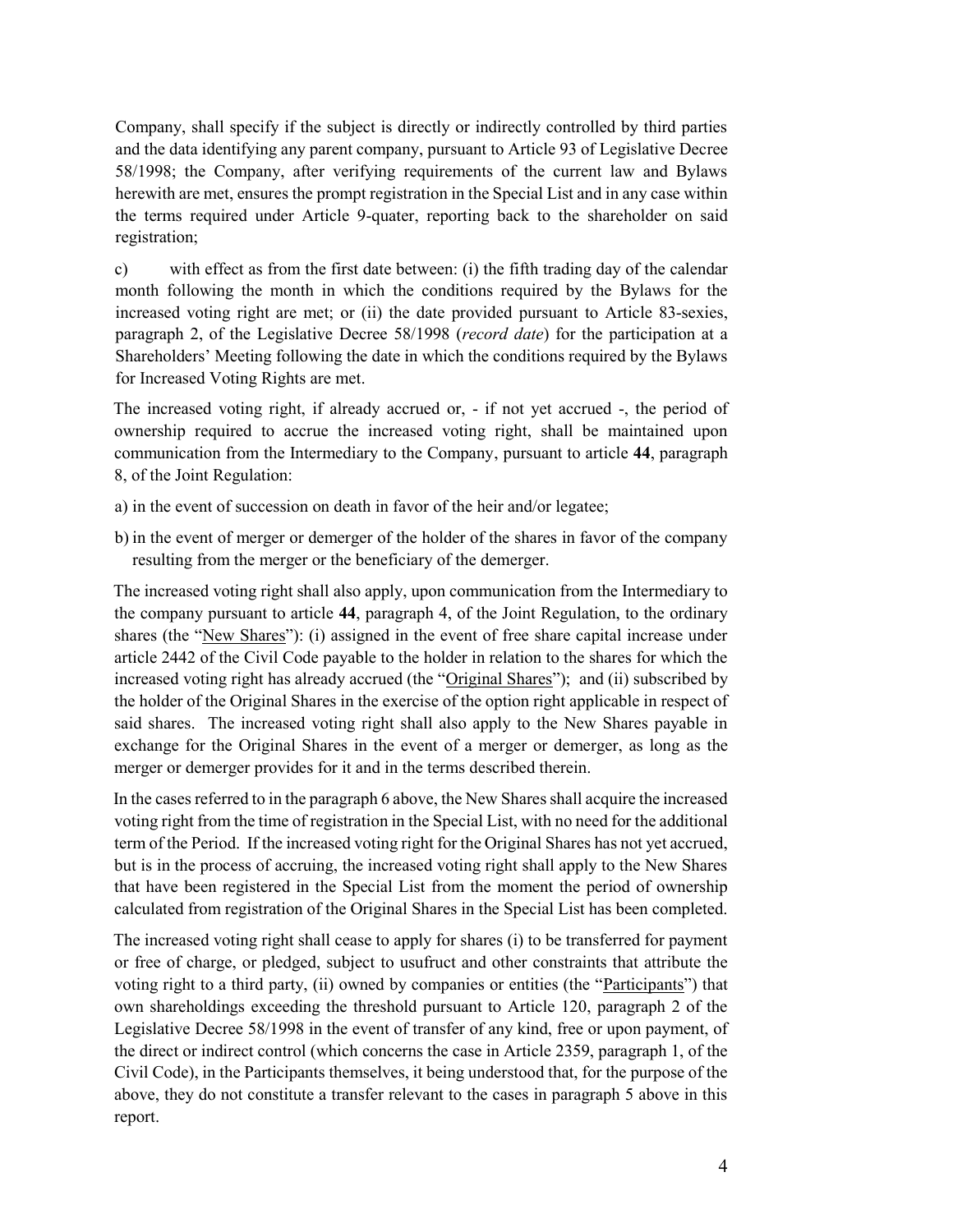Company, shall specify if the subject is directly or indirectly controlled by third parties and the data identifying any parent company, pursuant to Article 93 of Legislative Decree 58/1998; the Company, after verifying requirements of the current law and Bylaws herewith are met, ensures the prompt registration in the Special List and in any case within the terms required under Article 9-quater, reporting back to the shareholder on said registration;

c) with effect as from the first date between: (i) the fifth trading day of the calendar month following the month in which the conditions required by the Bylaws for the increased voting right are met; or (ii) the date provided pursuant to Article 83-sexies, paragraph 2, of the Legislative Decree 58/1998 (*record date*) for the participation at a Shareholders' Meeting following the date in which the conditions required by the Bylaws for Increased Voting Rights are met.

The increased voting right, if already accrued or, - if not yet accrued -, the period of ownership required to accrue the increased voting right, shall be maintained upon communication from the Intermediary to the Company, pursuant to article **44**, paragraph 8, of the Joint Regulation:

a) in the event of succession on death in favor of the heir and/or legatee;

b) in the event of merger or demerger of the holder of the shares in favor of the company resulting from the merger or the beneficiary of the demerger.

The increased voting right shall also apply, upon communication from the Intermediary to the company pursuant to article **44**, paragraph 4, of the Joint Regulation, to the ordinary shares (the "New Shares"): (i) assigned in the event of free share capital increase under article 2442 of the Civil Code payable to the holder in relation to the shares for which the increased voting right has already accrued (the "Original Shares"); and (ii) subscribed by the holder of the Original Shares in the exercise of the option right applicable in respect of said shares. The increased voting right shall also apply to the New Shares payable in exchange for the Original Shares in the event of a merger or demerger, as long as the merger or demerger provides for it and in the terms described therein.

In the cases referred to in the paragraph 6 above, the New Shares shall acquire the increased voting right from the time of registration in the Special List, with no need for the additional term of the Period. If the increased voting right for the Original Shares has not yet accrued, but is in the process of accruing, the increased voting right shall apply to the New Shares that have been registered in the Special List from the moment the period of ownership calculated from registration of the Original Shares in the Special List has been completed.

The increased voting right shall cease to apply for shares (i) to be transferred for payment or free of charge, or pledged, subject to usufruct and other constraints that attribute the voting right to a third party, (ii) owned by companies or entities (the "Participants") that own shareholdings exceeding the threshold pursuant to Article 120, paragraph 2 of the Legislative Decree 58/1998 in the event of transfer of any kind, free or upon payment, of the direct or indirect control (which concerns the case in Article 2359, paragraph 1, of the Civil Code), in the Participants themselves, it being understood that, for the purpose of the above, they do not constitute a transfer relevant to the cases in paragraph 5 above in this report.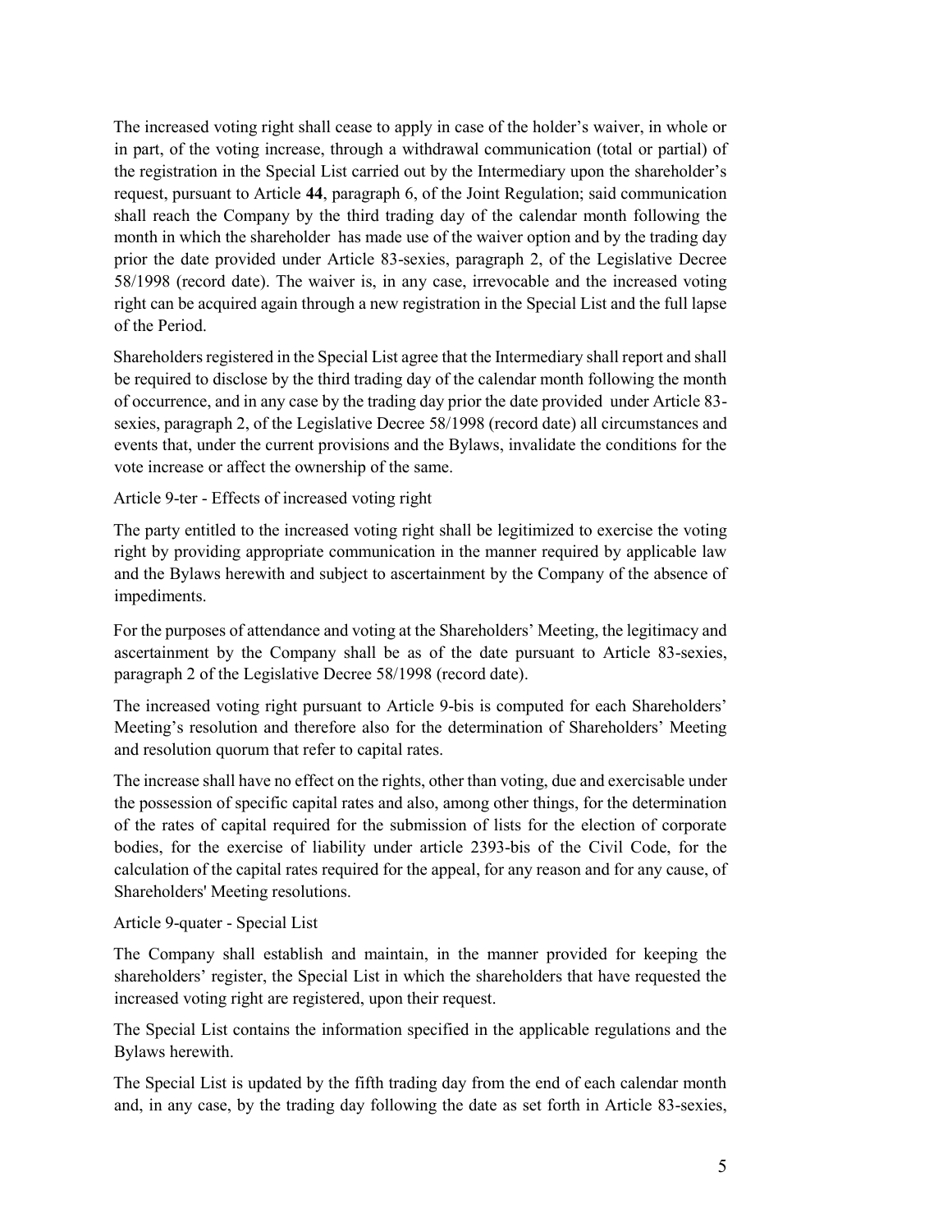The increased voting right shall cease to apply in case of the holder's waiver, in whole or in part, of the voting increase, through a withdrawal communication (total or partial) of the registration in the Special List carried out by the Intermediary upon the shareholder's request, pursuant to Article **44**, paragraph 6, of the Joint Regulation; said communication shall reach the Company by the third trading day of the calendar month following the month in which the shareholder has made use of the waiver option and by the trading day prior the date provided under Article 83-sexies, paragraph 2, of the Legislative Decree 58/1998 (record date). The waiver is, in any case, irrevocable and the increased voting right can be acquired again through a new registration in the Special List and the full lapse of the Period.

Shareholders registered in the Special List agree that the Intermediary shall report and shall be required to disclose by the third trading day of the calendar month following the month of occurrence, and in any case by the trading day prior the date provided under Article 83-sexies, paragraph 2, of the Legislative Decree 58/1998 (record date) all circumstances and events that, under the current provisions and the Bylaws, invalidate the conditions for the vote increase or affect the ownership of the same.

Article 9-ter - Effects of increased voting right

The party entitled to the increased voting right shall be legitimized to exercise the voting right by providing appropriate communication in the manner required by applicable law and the Bylaws herewith and subject to ascertainment by the Company of the absence of impediments.

For the purposes of attendance and voting at the Shareholders' Meeting, the legitimacy and ascertainment by the Company shall be as of the date pursuant to Article 83-sexies, paragraph 2 of the Legislative Decree 58/1998 (record date).

The increased voting right pursuant to Article 9-bis is computed for each Shareholders' Meeting's resolution and therefore also for the determination of Shareholders' Meeting and resolution quorum that refer to capital rates.

The increase shall have no effect on the rights, other than voting, due and exercisable under the possession of specific capital rates and also, among other things, for the determination of the rates of capital required for the submission of lists for the election of corporate bodies, for the exercise of liability under article 2393-bis of the Civil Code, for the calculation of the capital rates required for the appeal, for any reason and for any cause, of Shareholders' Meeting resolutions.

Article 9-quater - Special List

The Company shall establish and maintain, in the manner provided for keeping the shareholders' register, the Special List in which the shareholders that have requested the increased voting right are registered, upon their request.

The Special List contains the information specified in the applicable regulations and the Bylaws herewith.

The Special List is updated by the fifth trading day from the end of each calendar month and, in any case, by the trading day following the date as set forth in Article 83-sexies,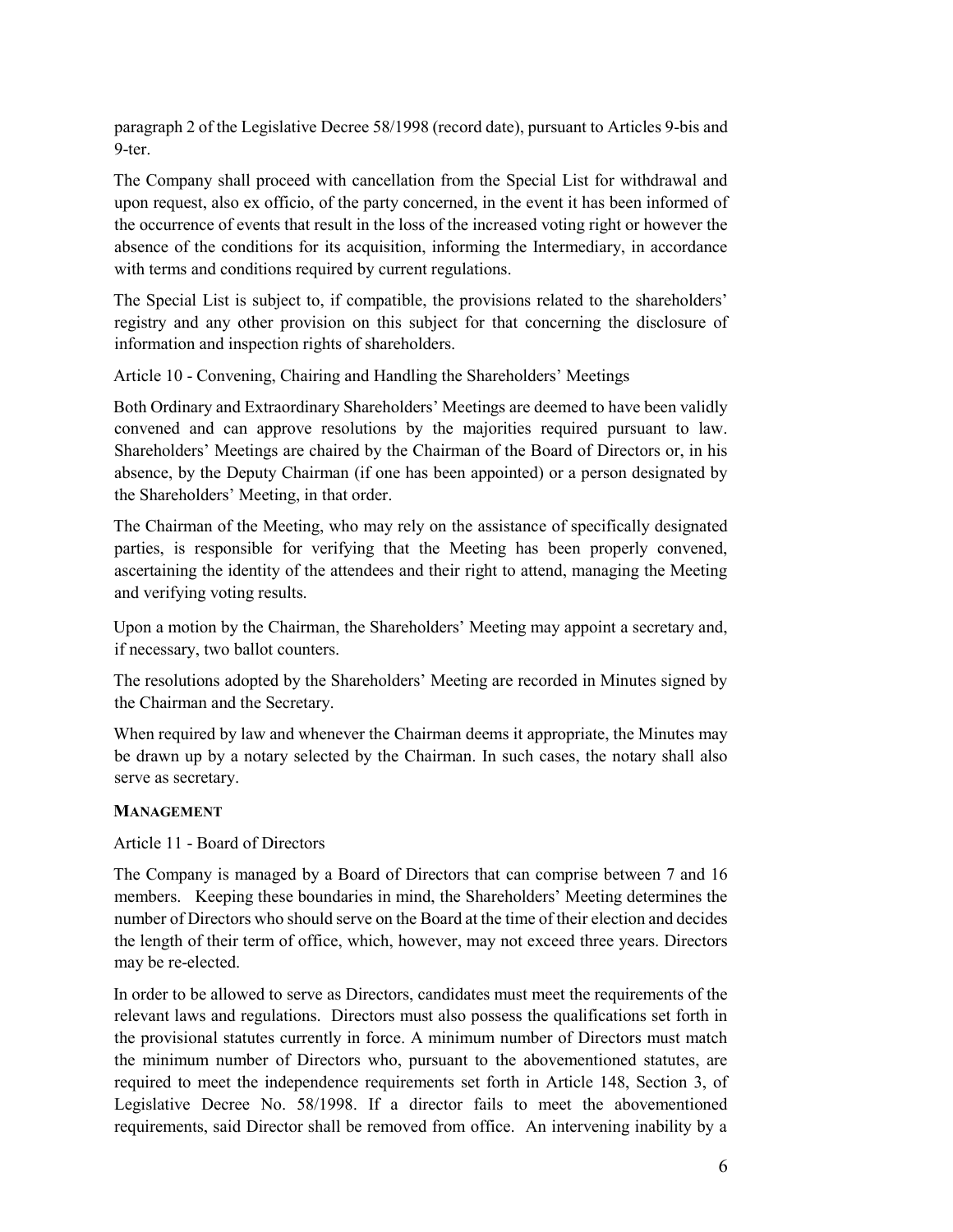paragraph 2 of the Legislative Decree 58/1998 (record date), pursuant to Articles 9-bis and 9-ter.

The Company shall proceed with cancellation from the Special List for withdrawal and upon request, also ex officio, of the party concerned, in the event it has been informed of the occurrence of events that result in the loss of the increased voting right or however the absence of the conditions for its acquisition, informing the Intermediary, in accordance with terms and conditions required by current regulations.

The Special List is subject to, if compatible, the provisions related to the shareholders' registry and any other provision on this subject for that concerning the disclosure of information and inspection rights of shareholders.

Article 10 - Convening, Chairing and Handling the Shareholders' Meetings

Both Ordinary and Extraordinary Shareholders' Meetings are deemed to have been validly convened and can approve resolutions by the majorities required pursuant to law. Shareholders' Meetings are chaired by the Chairman of the Board of Directors or, in his absence, by the Deputy Chairman (if one has been appointed) or a person designated by the Shareholders' Meeting, in that order.

The Chairman of the Meeting, who may rely on the assistance of specifically designated parties, is responsible for verifying that the Meeting has been properly convened, ascertaining the identity of the attendees and their right to attend, managing the Meeting and verifying voting results.

Upon a motion by the Chairman, the Shareholders' Meeting may appoint a secretary and, if necessary, two ballot counters.

The resolutions adopted by the Shareholders' Meeting are recorded in Minutes signed by the Chairman and the Secretary.

When required by law and whenever the Chairman deems it appropriate, the Minutes may be drawn up by a notary selected by the Chairman. In such cases, the notary shall also serve as secretary.

## MANAGEMENT

Article 11 - Board of Directors

The Company is managed by a Board of Directors that can comprise between 7 and 16 members. Keeping these boundaries in mind, the Shareholders' Meeting determines the number of Directors who should serve on the Board at the time of their election and decides the length of their term of office, which, however, may not exceed three years. Directors may be re-elected.

In order to be allowed to serve as Directors, candidates must meet the requirements of the relevant laws and regulations. Directors must also possess the qualifications set forth in the provisional statutes currently in force. A minimum number of Directors must match the minimum number of Directors who, pursuant to the abovementioned statutes, are required to meet the independence requirements set forth in Article 148, Section 3, of Legislative Decree No. 58/1998. If a director fails to meet the abovementioned requirements, said Director shall be removed from office. An intervening inability by a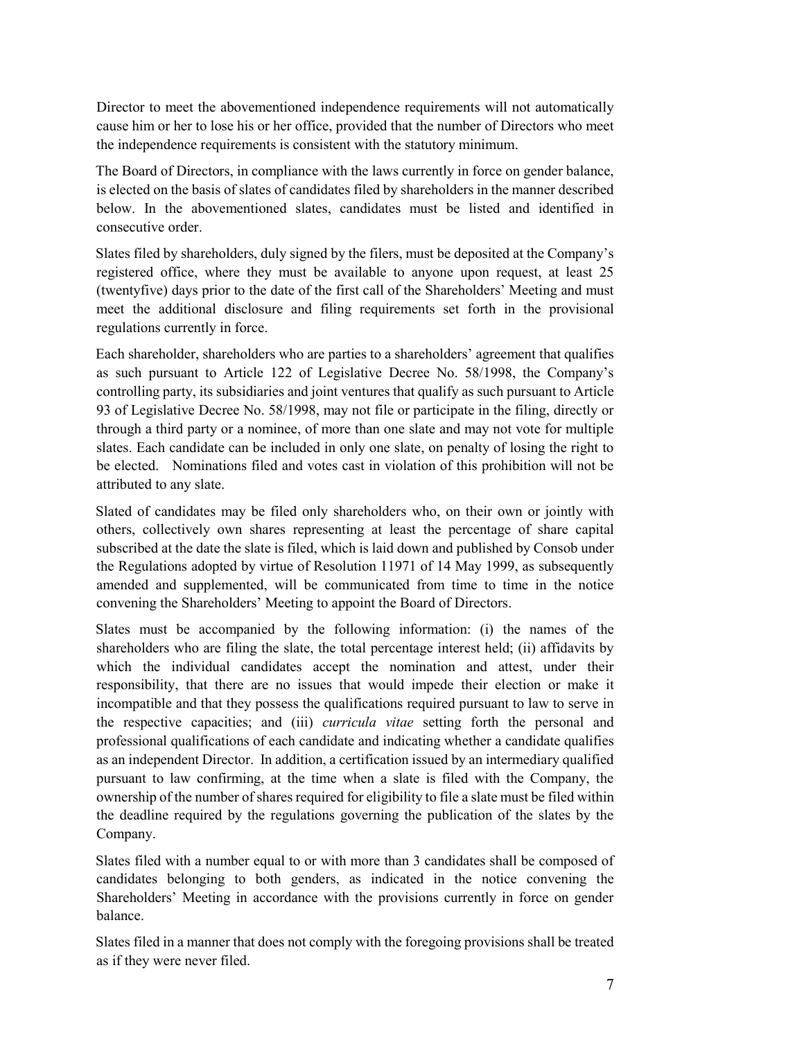Director to meet the abovementioned independence requirements will not automatically cause him or her to lose his or her office, provided that the number of Directors who meet the independence requirements is consistent with the statutory minimum.

The Board of Directors, in compliance with the laws currently in force on gender balance, is elected on the basis of slates of candidates filed by shareholders in the manner described below. In the abovementioned slates, candidates must be listed and identified in consecutive order.

Slates filed by shareholders, duly signed by the filers, must be deposited at the Company's registered office, where they must be available to anyone upon request, at least 25 (twentyfive) days prior to the date of the first call of the Shareholders' Meeting and must meet the additional disclosure and filing requirements set forth in the provisional regulations currently in force.

Each shareholder, shareholders who are parties to a shareholders' agreement that qualifies as such pursuant to Article 122 of Legislative Decree No. 58/1998, the Company's controlling party, its subsidiaries and joint ventures that qualify as such pursuant to Article 93 of Legislative Decree No. 58/1998, may not file or participate in the filing, directly or through a third party or a nominee, of more than one slate and may not vote for multiple slates. Each candidate can be included in only one slate, on penalty of losing the right to be elected. Nominations filed and votes cast in violation of this prohibition will not be attributed to any slate.

Slated of candidates may be filed only shareholders who, on their own or jointly with others, collectively own shares representing at least the percentage of share capital subscribed at the date the slate is filed, which is laid down and published by Consob under the Regulations adopted by virtue of Resolution 11971 of 14 May 1999, as subsequently amended and supplemented, will be communicated from time to time in the notice convening the Shareholders' Meeting to appoint the Board of Directors.

Slates must be accompanied by the following information: (i) the names of the shareholders who are filing the slate, the total percentage interest held; (ii) affidavits by which the individual candidates accept the nomination and attest, under their responsibility, that there are no issues that would impede their election or make it incompatible and that they possess the qualifications required pursuant to law to serve in the respective capacities; and (iii) *curricula vitae* setting forth the personal and professional qualifications of each candidate and indicating whether a candidate qualifies as an independent Director. In addition, a certification issued by an intermediary qualified pursuant to law confirming, at the time when a slate is filed with the Company, the ownership of the number of shares required for eligibility to file a slate must be filed within the deadline required by the regulations governing the publication of the slates by the Company.

Slates filed with a number equal to or with more than 3 candidates shall be composed of candidates belonging to both genders, as indicated in the notice convening the Shareholders' Meeting in accordance with the provisions currently in force on gender balance.

Slates filed in a manner that does not comply with the foregoing provisions shall be treated as if they were never filed.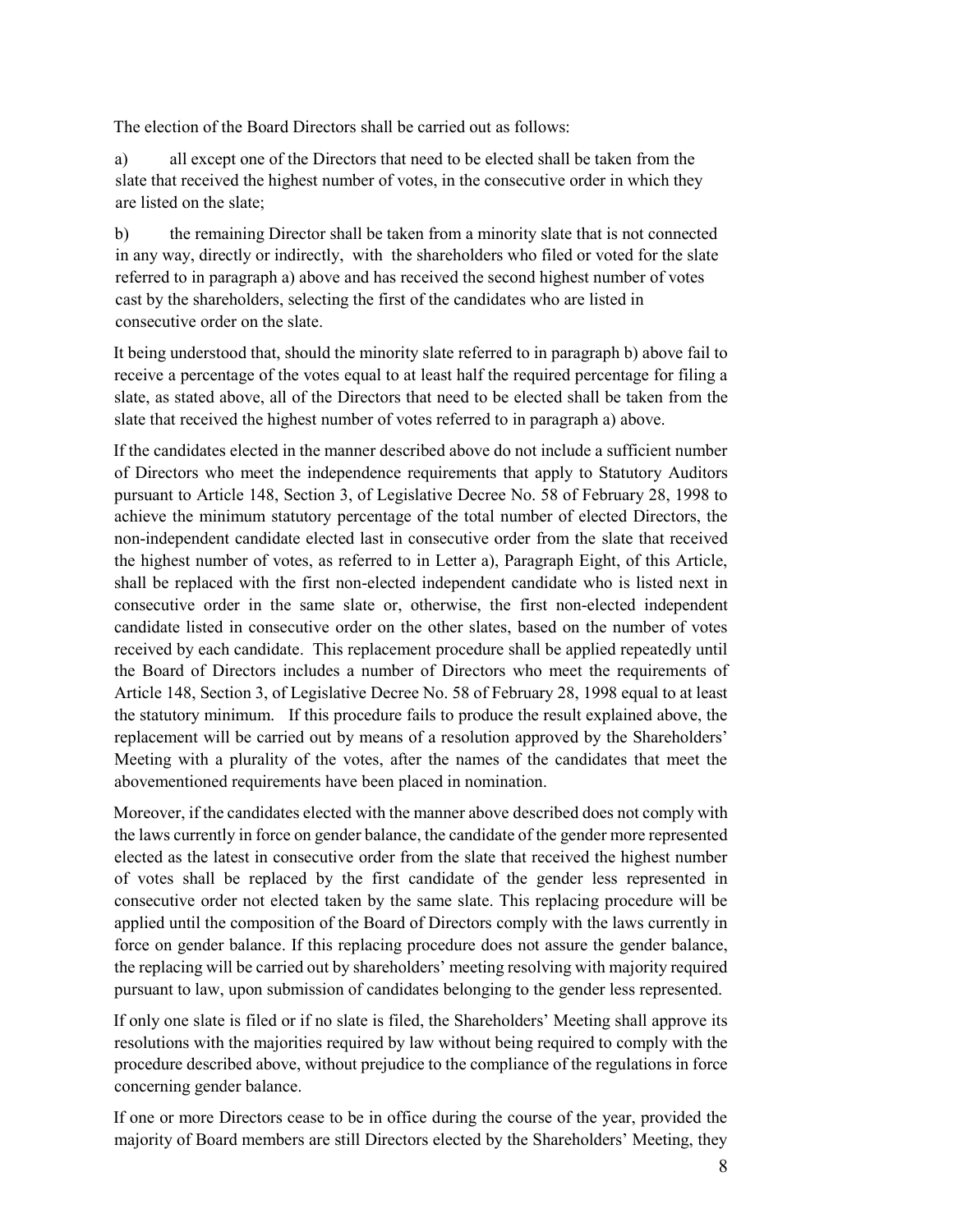The election of the Board Directors shall be carried out as follows:

a) all except one of the Directors that need to be elected shall be taken from the slate that received the highest number of votes, in the consecutive order in which they are listed on the slate;

b) the remaining Director shall be taken from a minority slate that is not connected in any way, directly or indirectly, with the shareholders who filed or voted for the slate referred to in paragraph a) above and has received the second highest number of votes cast by the shareholders, selecting the first of the candidates who are listed in consecutive order on the slate.

It being understood that, should the minority slate referred to in paragraph b) above fail to receive a percentage of the votes equal to at least half the required percentage for filing a slate, as stated above, all of the Directors that need to be elected shall be taken from the slate that received the highest number of votes referred to in paragraph a) above.

If the candidates elected in the manner described above do not include a sufficient number of Directors who meet the independence requirements that apply to Statutory Auditors pursuant to Article 148, Section 3, of Legislative Decree No. 58 of February 28, 1998 to achieve the minimum statutory percentage of the total number of elected Directors, the non-independent candidate elected last in consecutive order from the slate that received the highest number of votes, as referred to in Letter a), Paragraph Eight, of this Article, shall be replaced with the first non-elected independent candidate who is listed next in consecutive order in the same slate or, otherwise, the first non-elected independent candidate listed in consecutive order on the other slates, based on the number of votes received by each candidate. This replacement procedure shall be applied repeatedly until the Board of Directors includes a number of Directors who meet the requirements of Article 148, Section 3, of Legislative Decree No. 58 of February 28, 1998 equal to at least the statutory minimum. If this procedure fails to produce the result explained above, the replacement will be carried out by means of a resolution approved by the Shareholders' Meeting with a plurality of the votes, after the names of the candidates that meet the abovementioned requirements have been placed in nomination.

Moreover, if the candidates elected with the manner above described does not comply with the laws currently in force on gender balance, the candidate of the gender more represented elected as the latest in consecutive order from the slate that received the highest number of votes shall be replaced by the first candidate of the gender less represented in consecutive order not elected taken by the same slate. This replacing procedure will be applied until the composition of the Board of Directors comply with the laws currently in force on gender balance. If this replacing procedure does not assure the gender balance, the replacing will be carried out by shareholders' meeting resolving with majority required pursuant to law, upon submission of candidates belonging to the gender less represented.

If only one slate is filed or if no slate is filed, the Shareholders' Meeting shall approve its resolutions with the majorities required by law without being required to comply with the procedure described above, without prejudice to the compliance of the regulations in force concerning gender balance.

If one or more Directors cease to be in office during the course of the year, provided the majority of Board members are still Directors elected by the Shareholders' Meeting, they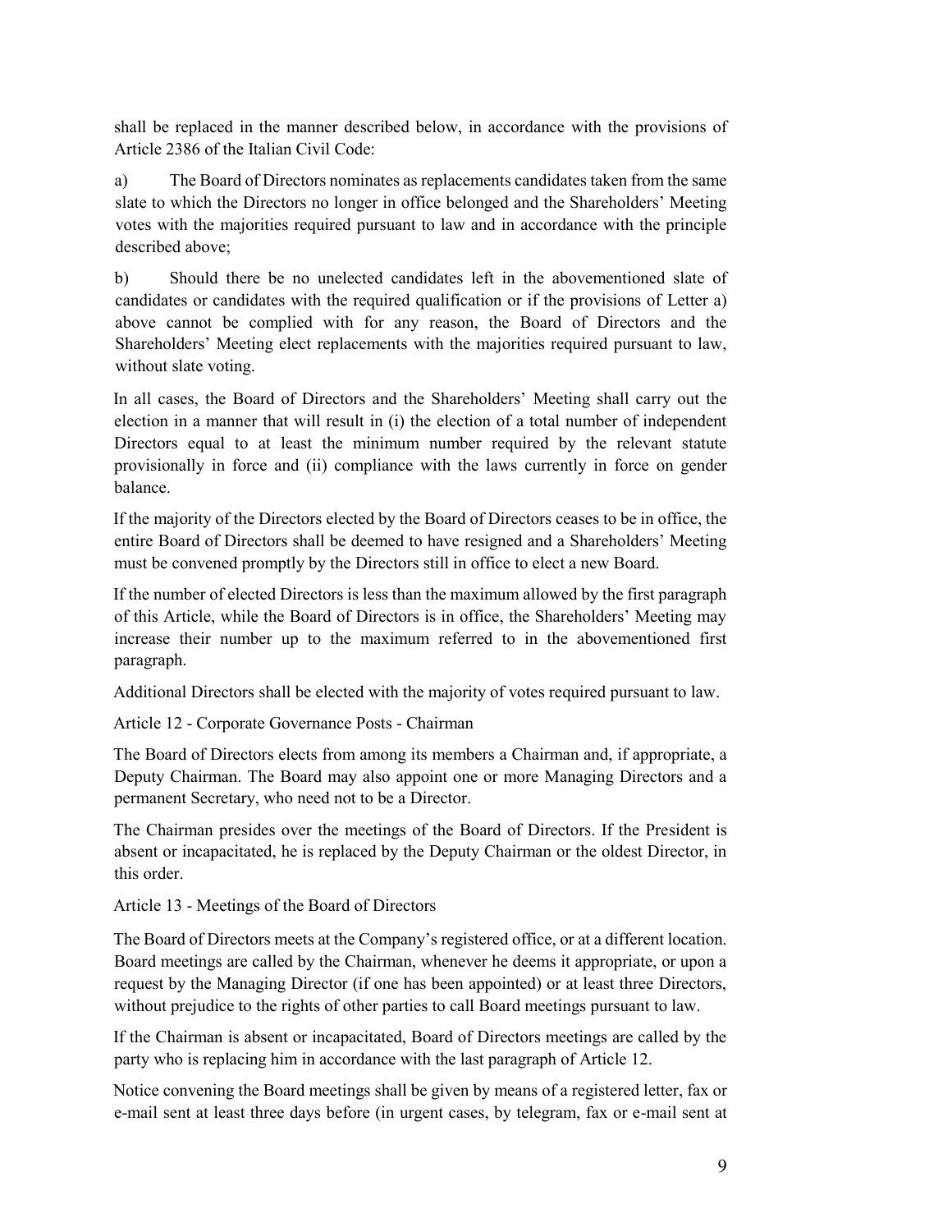shall be replaced in the manner described below, in accordance with the provisions of Article 2386 of the Italian Civil Code:

a) The Board of Directors nominates as replacements candidates taken from the same slate to which the Directors no longer in office belonged and the Shareholders' Meeting votes with the majorities required pursuant to law and in accordance with the principle described above;

b) Should there be no unelected candidates left in the abovementioned slate of candidates or candidates with the required qualification or if the provisions of Letter a) above cannot be complied with for any reason, the Board of Directors and the Shareholders' Meeting elect replacements with the majorities required pursuant to law, without slate voting.

In all cases, the Board of Directors and the Shareholders' Meeting shall carry out the election in a manner that will result in (i) the election of a total number of independent Directors equal to at least the minimum number required by the relevant statute provisionally in force and (ii) compliance with the laws currently in force on gender balance.

If the majority of the Directors elected by the Board of Directors ceases to be in office, the entire Board of Directors shall be deemed to have resigned and a Shareholders' Meeting must be convened promptly by the Directors still in office to elect a new Board.

If the number of elected Directors is less than the maximum allowed by the first paragraph of this Article, while the Board of Directors is in office, the Shareholders' Meeting may increase their number up to the maximum referred to in the abovementioned first paragraph.

Additional Directors shall be elected with the majority of votes required pursuant to law.

Article 12 - Corporate Governance Posts - Chairman

The Board of Directors elects from among its members a Chairman and, if appropriate, a Deputy Chairman. The Board may also appoint one or more Managing Directors and a permanent Secretary, who need not to be a Director.

The Chairman presides over the meetings of the Board of Directors. If the President is absent or incapacitated, he is replaced by the Deputy Chairman or the oldest Director, in this order.

Article 13 - Meetings of the Board of Directors

The Board of Directors meets at the Company's registered office, or at a different location. Board meetings are called by the Chairman, whenever he deems it appropriate, or upon a request by the Managing Director (if one has been appointed) or at least three Directors, without prejudice to the rights of other parties to call Board meetings pursuant to law.

If the Chairman is absent or incapacitated, Board of Directors meetings are called by the party who is replacing him in accordance with the last paragraph of Article 12.

Notice convening the Board meetings shall be given by means of a registered letter, fax or e-mail sent at least three days before (in urgent cases, by telegram, fax or e-mail sent at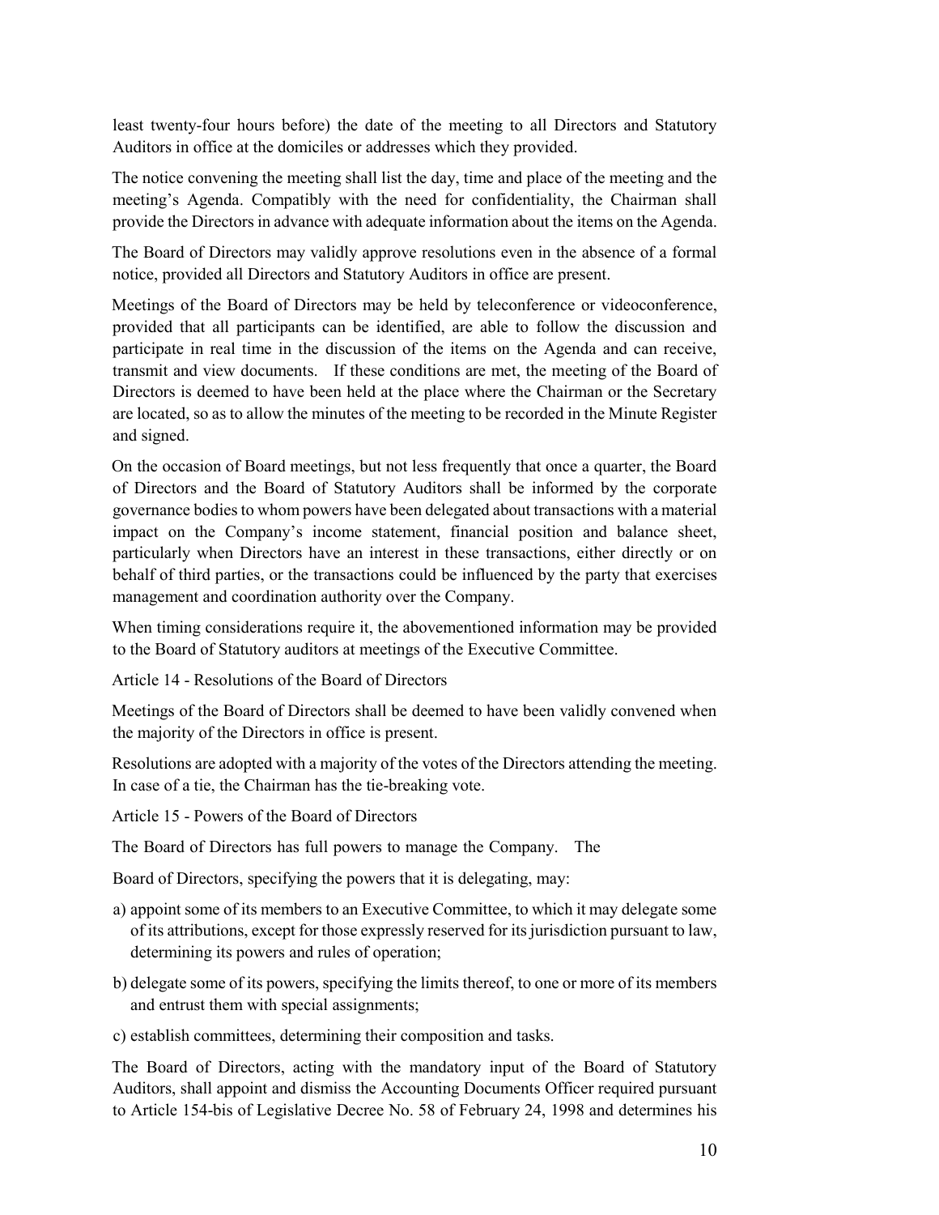least twenty-four hours before) the date of the meeting to all Directors and Statutory Auditors in office at the domiciles or addresses which they provided.

The notice convening the meeting shall list the day, time and place of the meeting and the meeting's Agenda. Compatibly with the need for confidentiality, the Chairman shall provide the Directors in advance with adequate information about the items on the Agenda.

The Board of Directors may validly approve resolutions even in the absence of a formal notice, provided all Directors and Statutory Auditors in office are present.

Meetings of the Board of Directors may be held by teleconference or videoconference, provided that all participants can be identified, are able to follow the discussion and participate in real time in the discussion of the items on the Agenda and can receive, transmit and view documents. If these conditions are met, the meeting of the Board of Directors is deemed to have been held at the place where the Chairman or the Secretary are located, so as to allow the minutes of the meeting to be recorded in the Minute Register and signed.

On the occasion of Board meetings, but not less frequently that once a quarter, the Board of Directors and the Board of Statutory Auditors shall be informed by the corporate governance bodies to whom powers have been delegated about transactions with a material impact on the Company's income statement, financial position and balance sheet, particularly when Directors have an interest in these transactions, either directly or on behalf of third parties, or the transactions could be influenced by the party that exercises management and coordination authority over the Company.

When timing considerations require it, the abovementioned information may be provided to the Board of Statutory auditors at meetings of the Executive Committee.

## Article 14 - Resolutions of the Board of Directors

Meetings of the Board of Directors shall be deemed to have been validly convened when the majority of the Directors in office is present.

Resolutions are adopted with a majority of the votes of the Directors attending the meeting. In case of a tie, the Chairman has the tie-breaking vote.

## Article 15 - Powers of the Board of Directors

The Board of Directors has full powers to manage the Company. The

Board of Directors, specifying the powers that it is delegating, may:

a) appoint some of its members to an Executive Committee, to which it may delegate some of its attributions, except for those expressly reserved for its jurisdiction pursuant to law, determining its powers and rules of operation;

b) delegate some of its powers, specifying the limits thereof, to one or more of its members and entrust them with special assignments;

c) establish committees, determining their composition and tasks.

The Board of Directors, acting with the mandatory input of the Board of Statutory Auditors, shall appoint and dismiss the Accounting Documents Officer required pursuant to Article 154-bis of Legislative Decree No. 58 of February 24, 1998 and determines his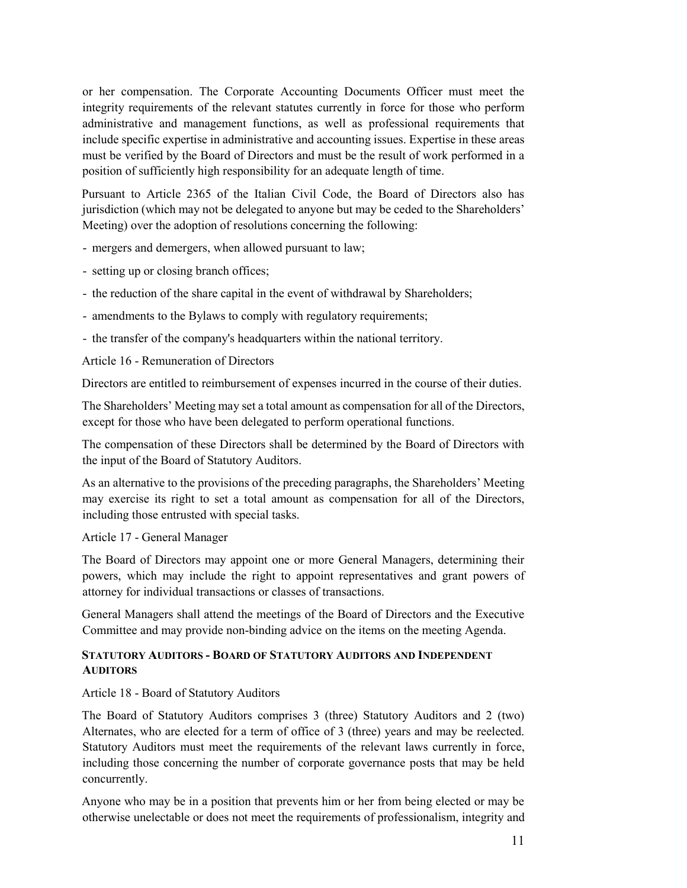or her compensation. The Corporate Accounting Documents Officer must meet the integrity requirements of the relevant statutes currently in force for those who perform administrative and management functions, as well as professional requirements that include specific expertise in administrative and accounting issues. Expertise in these areas must be verified by the Board of Directors and must be the result of work performed in a position of sufficiently high responsibility for an adequate length of time.

Pursuant to Article 2365 of the Italian Civil Code, the Board of Directors also has jurisdiction (which may not be delegated to anyone but may be ceded to the Shareholders' Meeting) over the adoption of resolutions concerning the following:

- mergers and demergers, when allowed pursuant to law;
- setting up or closing branch offices;
- the reduction of the share capital in the event of withdrawal by Shareholders;
- amendments to the Bylaws to comply with regulatory requirements;
- the transfer of the company's headquarters within the national territory.

Article 16 - Remuneration of Directors

Directors are entitled to reimbursement of expenses incurred in the course of their duties.

The Shareholders' Meeting may set a total amount as compensation for all of the Directors, except for those who have been delegated to perform operational functions.

The compensation of these Directors shall be determined by the Board of Directors with the input of the Board of Statutory Auditors.

As an alternative to the provisions of the preceding paragraphs, the Shareholders' Meeting may exercise its right to set a total amount as compensation for all of the Directors, including those entrusted with special tasks.

Article 17 - General Manager

The Board of Directors may appoint one or more General Managers, determining their powers, which may include the right to appoint representatives and grant powers of attorney for individual transactions or classes of transactions.

General Managers shall attend the meetings of the Board of Directors and the Executive Committee and may provide non-binding advice on the items on the meeting Agenda.

## STATUTORY AUDITORS - BOARD OF STATUTORY AUDITORS AND INDEPENDENT AUDITORS

Article 18 - Board of Statutory Auditors

The Board of Statutory Auditors comprises 3 (three) Statutory Auditors and 2 (two) Alternates, who are elected for a term of office of 3 (three) years and may be reelected. Statutory Auditors must meet the requirements of the relevant laws currently in force, including those concerning the number of corporate governance posts that may be held concurrently.

Anyone who may be in a position that prevents him or her from being elected or may be otherwise unelectable or does not meet the requirements of professionalism, integrity and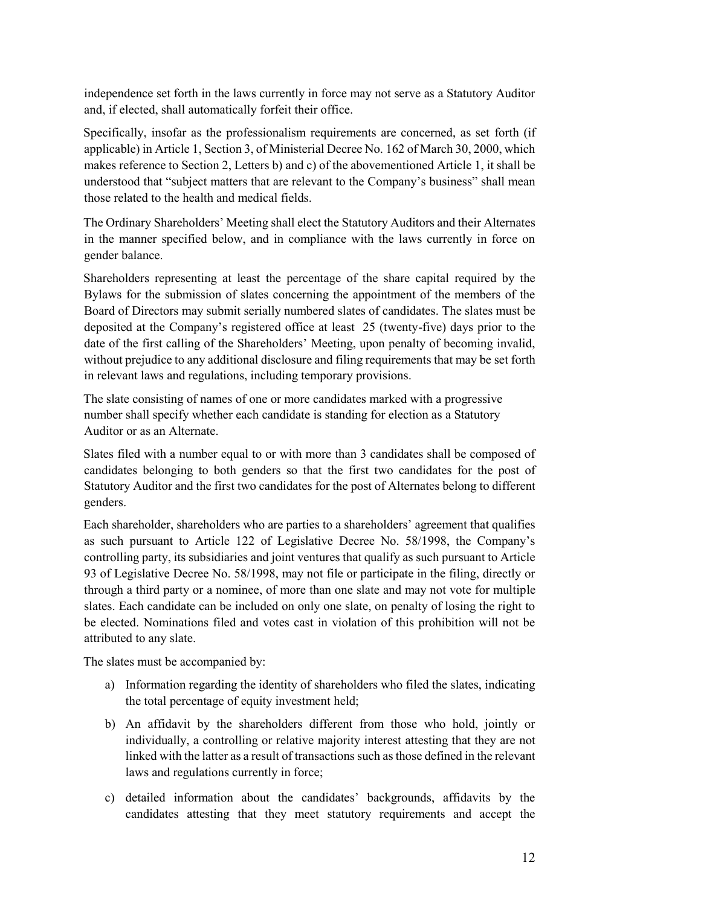independence set forth in the laws currently in force may not serve as a Statutory Auditor and, if elected, shall automatically forfeit their office.

Specifically, insofar as the professionalism requirements are concerned, as set forth (if applicable) in Article 1, Section 3, of Ministerial Decree No. 162 of March 30, 2000, which makes reference to Section 2, Letters b) and c) of the abovementioned Article 1, it shall be understood that "subject matters that are relevant to the Company's business" shall mean those related to the health and medical fields.

The Ordinary Shareholders' Meeting shall elect the Statutory Auditors and their Alternates in the manner specified below, and in compliance with the laws currently in force on gender balance.

Shareholders representing at least the percentage of the share capital required by the Bylaws for the submission of slates concerning the appointment of the members of the Board of Directors may submit serially numbered slates of candidates. The slates must be deposited at the Company's registered office at least 25 (twenty-five) days prior to the date of the first calling of the Shareholders' Meeting, upon penalty of becoming invalid, without prejudice to any additional disclosure and filing requirements that may be set forth in relevant laws and regulations, including temporary provisions.

The slate consisting of names of one or more candidates marked with a progressive number shall specify whether each candidate is standing for election as a Statutory Auditor or as an Alternate.

Slates filed with a number equal to or with more than 3 candidates shall be composed of candidates belonging to both genders so that the first two candidates for the post of Statutory Auditor and the first two candidates for the post of Alternates belong to different genders.

Each shareholder, shareholders who are parties to a shareholders' agreement that qualifies as such pursuant to Article 122 of Legislative Decree No. 58/1998, the Company's controlling party, its subsidiaries and joint ventures that qualify as such pursuant to Article 93 of Legislative Decree No. 58/1998, may not file or participate in the filing, directly or through a third party or a nominee, of more than one slate and may not vote for multiple slates. Each candidate can be included on only one slate, on penalty of losing the right to be elected. Nominations filed and votes cast in violation of this prohibition will not be attributed to any slate.

The slates must be accompanied by:

a) Information regarding the identity of shareholders who filed the slates, indicating the total percentage of equity investment held;

b) An affidavit by the shareholders different from those who hold, jointly or individually, a controlling or relative majority interest attesting that they are not linked with the latter as a result of transactions such as those defined in the relevant laws and regulations currently in force;

c) detailed information about the candidates' backgrounds, affidavits by the candidates attesting that they meet statutory requirements and accept the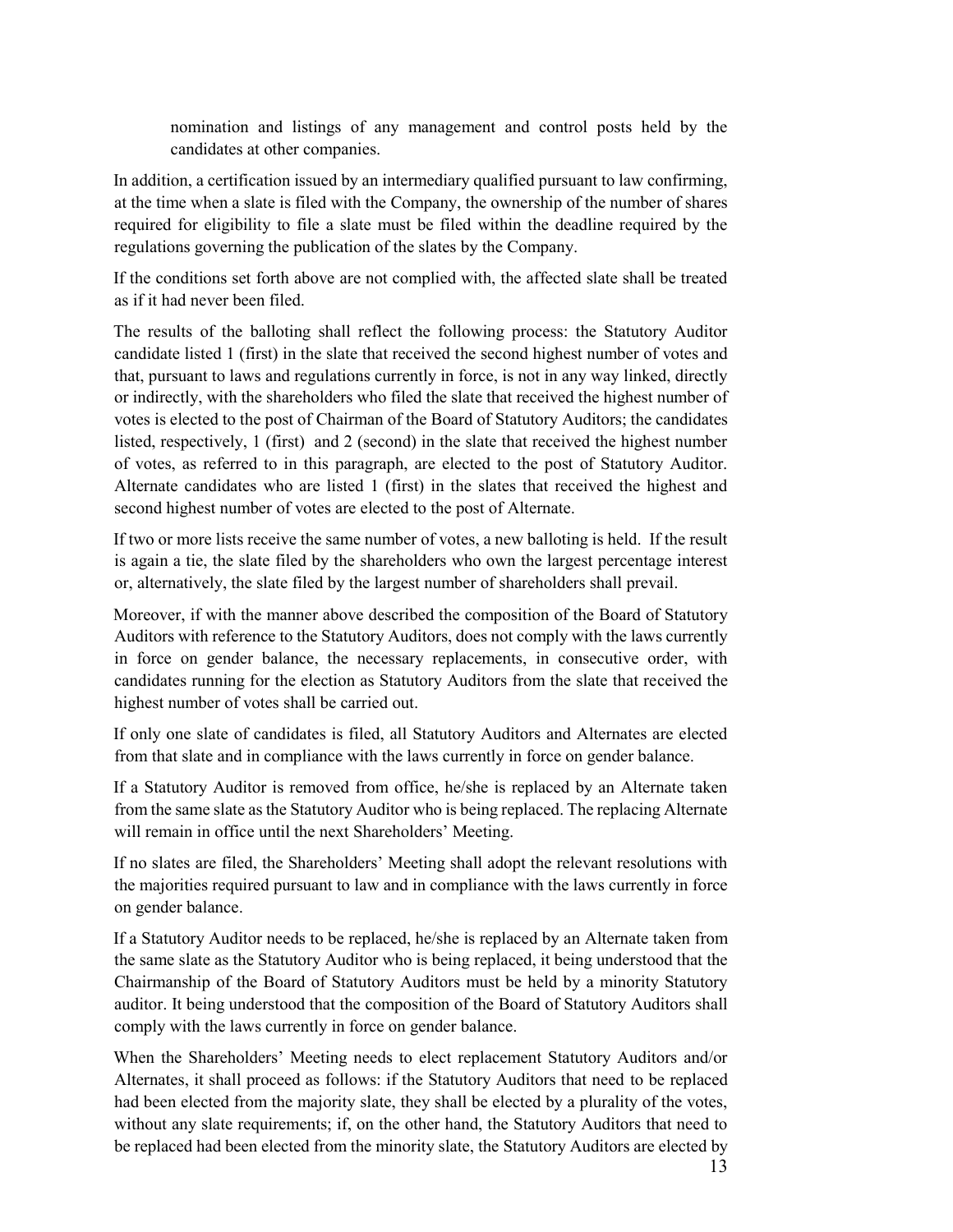nomination and listings of any management and control posts held by the candidates at other companies.

In addition, a certification issued by an intermediary qualified pursuant to law confirming, at the time when a slate is filed with the Company, the ownership of the number of shares required for eligibility to file a slate must be filed within the deadline required by the regulations governing the publication of the slates by the Company.

If the conditions set forth above are not complied with, the affected slate shall be treated as if it had never been filed.

The results of the balloting shall reflect the following process: the Statutory Auditor candidate listed 1 (first) in the slate that received the second highest number of votes and that, pursuant to laws and regulations currently in force, is not in any way linked, directly or indirectly, with the shareholders who filed the slate that received the highest number of votes is elected to the post of Chairman of the Board of Statutory Auditors; the candidates listed, respectively, 1 (first) and 2 (second) in the slate that received the highest number of votes, as referred to in this paragraph, are elected to the post of Statutory Auditor. Alternate candidates who are listed 1 (first) in the slates that received the highest and second highest number of votes are elected to the post of Alternate.

If two or more lists receive the same number of votes, a new balloting is held. If the result is again a tie, the slate filed by the shareholders who own the largest percentage interest or, alternatively, the slate filed by the largest number of shareholders shall prevail.

Moreover, if with the manner above described the composition of the Board of Statutory Auditors with reference to the Statutory Auditors, does not comply with the laws currently in force on gender balance, the necessary replacements, in consecutive order, with candidates running for the election as Statutory Auditors from the slate that received the highest number of votes shall be carried out.

If only one slate of candidates is filed, all Statutory Auditors and Alternates are elected from that slate and in compliance with the laws currently in force on gender balance.

If a Statutory Auditor is removed from office, he/she is replaced by an Alternate taken from the same slate as the Statutory Auditor who is being replaced. The replacing Alternate will remain in office until the next Shareholders' Meeting.

If no slates are filed, the Shareholders' Meeting shall adopt the relevant resolutions with the majorities required pursuant to law and in compliance with the laws currently in force on gender balance.

If a Statutory Auditor needs to be replaced, he/she is replaced by an Alternate taken from the same slate as the Statutory Auditor who is being replaced, it being understood that the Chairmanship of the Board of Statutory Auditors must be held by a minority Statutory auditor. It being understood that the composition of the Board of Statutory Auditors shall comply with the laws currently in force on gender balance.

When the Shareholders' Meeting needs to elect replacement Statutory Auditors and/or Alternates, it shall proceed as follows: if the Statutory Auditors that need to be replaced had been elected from the majority slate, they shall be elected by a plurality of the votes, without any slate requirements; if, on the other hand, the Statutory Auditors that need to be replaced had been elected from the minority slate, the Statutory Auditors are elected by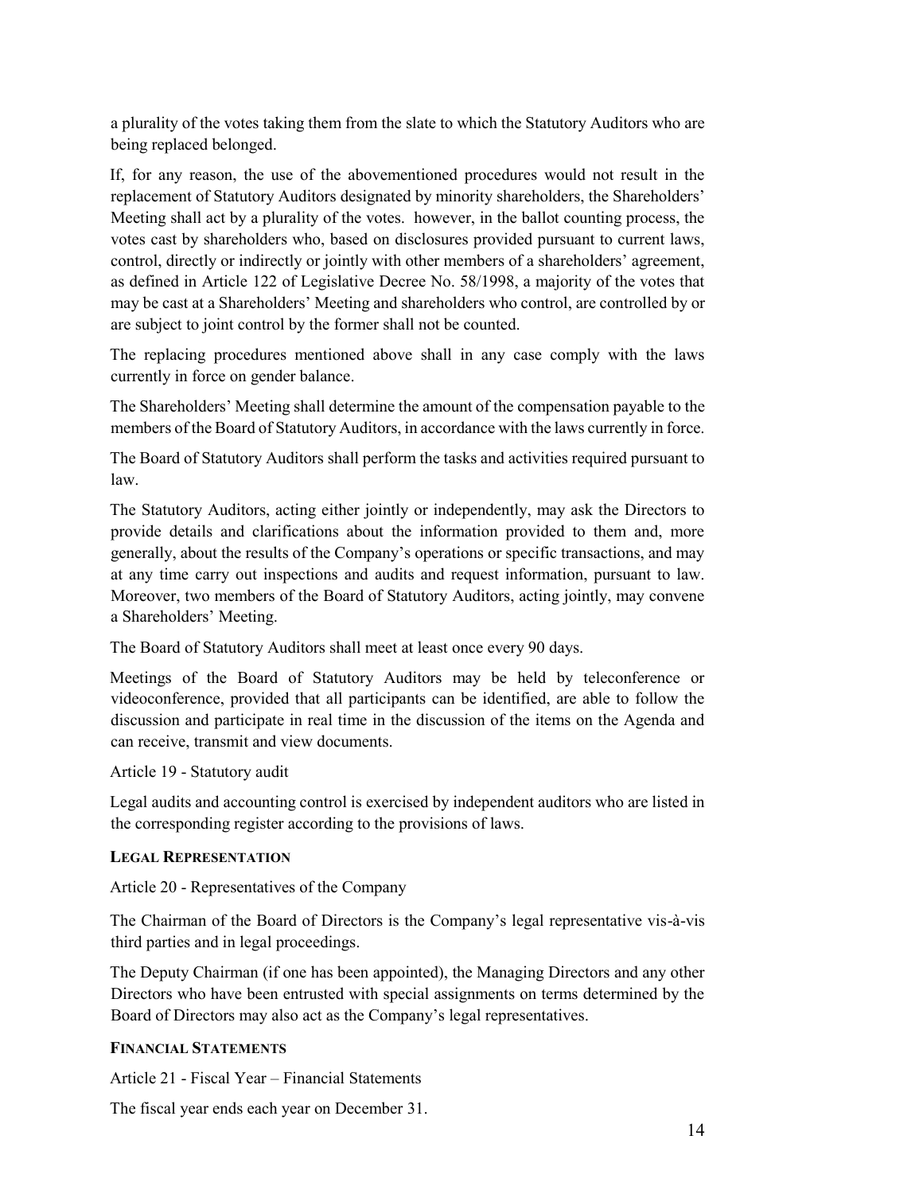a plurality of the votes taking them from the slate to which the Statutory Auditors who are being replaced belonged.

If, for any reason, the use of the abovementioned procedures would not result in the replacement of Statutory Auditors designated by minority shareholders, the Shareholders' Meeting shall act by a plurality of the votes. however, in the ballot counting process, the votes cast by shareholders who, based on disclosures provided pursuant to current laws, control, directly or indirectly or jointly with other members of a shareholders' agreement, as defined in Article 122 of Legislative Decree No. 58/1998, a majority of the votes that may be cast at a Shareholders' Meeting and shareholders who control, are controlled by or are subject to joint control by the former shall not be counted.

The replacing procedures mentioned above shall in any case comply with the laws currently in force on gender balance.

The Shareholders' Meeting shall determine the amount of the compensation payable to the members of the Board of Statutory Auditors, in accordance with the laws currently in force.

The Board of Statutory Auditors shall perform the tasks and activities required pursuant to law.

The Statutory Auditors, acting either jointly or independently, may ask the Directors to provide details and clarifications about the information provided to them and, more generally, about the results of the Company's operations or specific transactions, and may at any time carry out inspections and audits and request information, pursuant to law. Moreover, two members of the Board of Statutory Auditors, acting jointly, may convene a Shareholders' Meeting.

The Board of Statutory Auditors shall meet at least once every 90 days.

Meetings of the Board of Statutory Auditors may be held by teleconference or videoconference, provided that all participants can be identified, are able to follow the discussion and participate in real time in the discussion of the items on the Agenda and can receive, transmit and view documents.

Article 19 - Statutory audit

Legal audits and accounting control is exercised by independent auditors who are listed in the corresponding register according to the provisions of laws.

**LEGAL REPRESENTATION**

Article 20 - Representatives of the Company

The Chairman of the Board of Directors is the Company's legal representative vis-à-vis third parties and in legal proceedings.

The Deputy Chairman (if one has been appointed), the Managing Directors and any other Directors who have been entrusted with special assignments on terms determined by the Board of Directors may also act as the Company's legal representatives.

**FINANCIAL STATEMENTS**

Article 21 - Fiscal Year – Financial Statements

The fiscal year ends each year on December 31.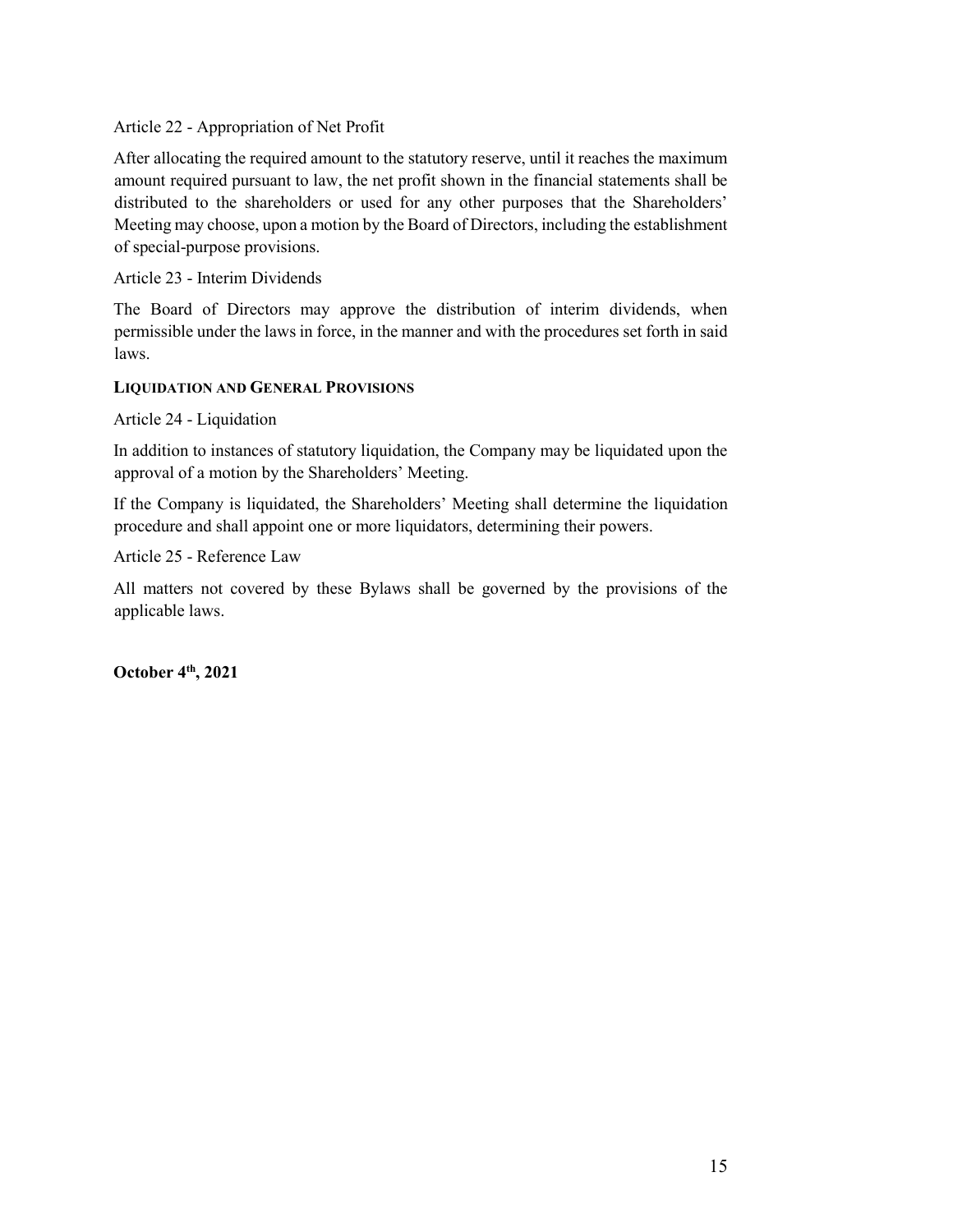Article 22 - Appropriation of Net Profit

After allocating the required amount to the statutory reserve, until it reaches the maximum amount required pursuant to law, the net profit shown in the financial statements shall be distributed to the shareholders or used for any other purposes that the Shareholders' Meeting may choose, upon a motion by the Board of Directors, including the establishment of special-purpose provisions.

Article 23 - Interim Dividends

The Board of Directors may approve the distribution of interim dividends, when permissible under the laws in force, in the manner and with the procedures set forth in said laws.

## LIQUIDATION AND GENERAL PROVISIONS

Article 24 - Liquidation

In addition to instances of statutory liquidation, the Company may be liquidated upon the approval of a motion by the Shareholders' Meeting.

If the Company is liquidated, the Shareholders' Meeting shall determine the liquidation procedure and shall appoint one or more liquidators, determining their powers.

Article 25 - Reference Law

All matters not covered by these Bylaws shall be governed by the provisions of the applicable laws.

**October 4th, 2021**